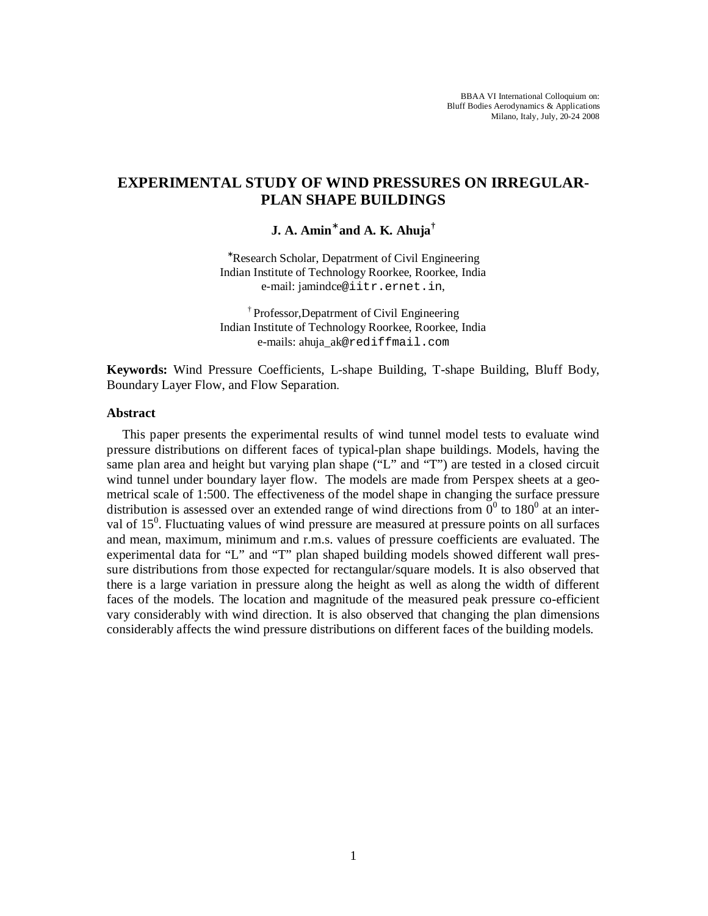# EXPERIMENTAL STUDY OF WIND PRESSURES ON IRREGULAR-PLAN SHAPE BUILDINGS

**J. A. Amin[*] and A. K. Ahuja[†]**

[*]Research Scholar, Depatrment of Civil Engineering
Indian Institute of Technology Roorkee, Roorkee, India
e-mail: jamindce@iitr.ernet.in,

[†] Professor,Depatrment of Civil Engineering
Indian Institute of Technology Roorkee, Roorkee, India
e-mails: ahuja_ak@rediffmail.com

**Keywords:** Wind Pressure Coefficients, L-shape Building, T-shape Building, Bluff Body, Boundary Layer Flow, and Flow Separation.

## Abstract

This paper presents the experimental results of wind tunnel model tests to evaluate wind pressure distributions on different faces of typical-plan shape buildings. Models, having the same plan area and height but varying plan shape ("L" and "T") are tested in a closed circuit wind tunnel under boundary layer flow. The models are made from Perspex sheets at a geometrical scale of 1:500. The effectiveness of the model shape in changing the surface pressure distribution is assessed over an extended range of wind directions from $0^0$ to $180^0$ at an interval of $15^0$. Fluctuating values of wind pressure are measured at pressure points on all surfaces and mean, maximum, minimum and r.m.s. values of pressure coefficients are evaluated. The experimental data for "L" and "T" plan shaped building models showed different wall pressure distributions from those expected for rectangular/square models. It is also observed that there is a large variation in pressure along the height as well as along the width of different faces of the models. The location and magnitude of the measured peak pressure co-efficient vary considerably with wind direction. It is also observed that changing the plan dimensions considerably affects the wind pressure distributions on different faces of the building models.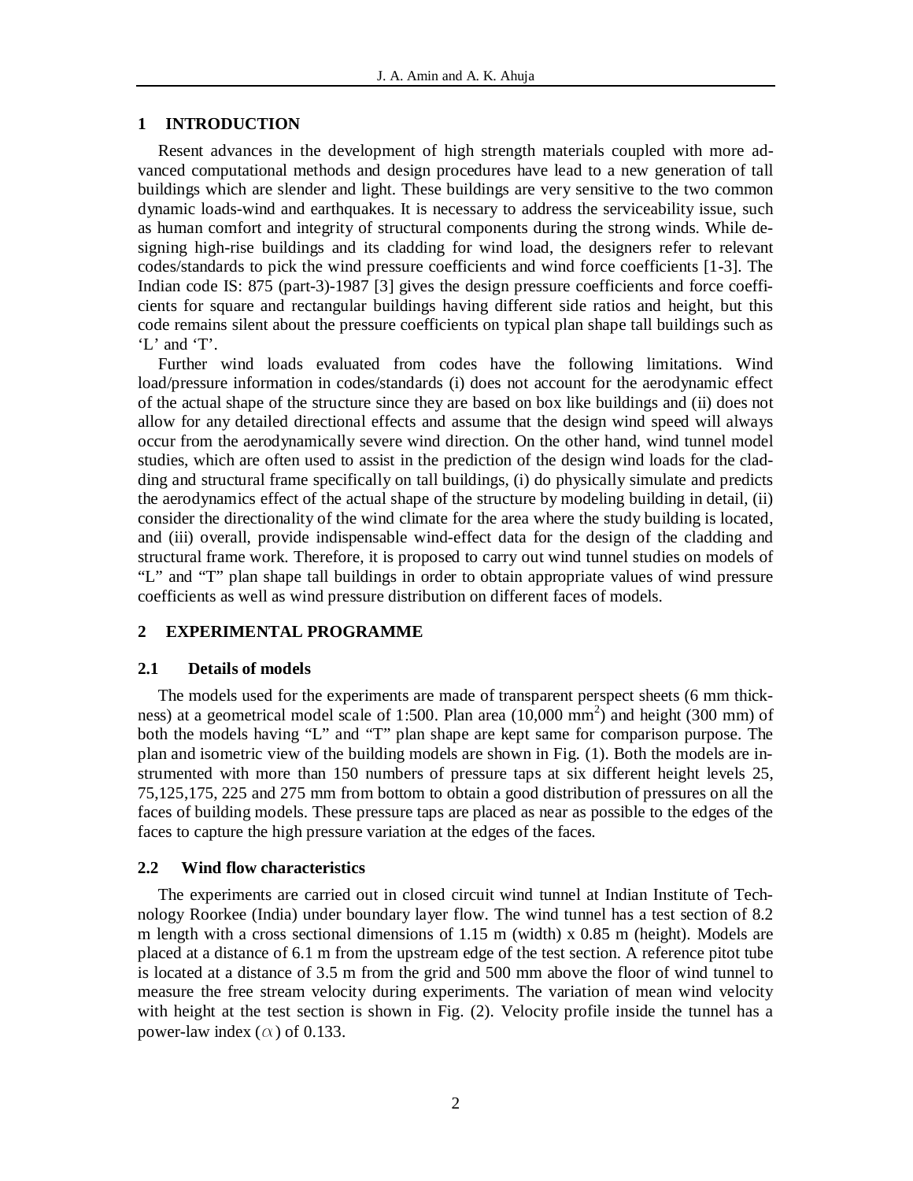## 1 INTRODUCTION

Resent advances in the development of high strength materials coupled with more advanced computational methods and design procedures have lead to a new generation of tall buildings which are slender and light. These buildings are very sensitive to the two common dynamic loads-wind and earthquakes. It is necessary to address the serviceability issue, such as human comfort and integrity of structural components during the strong winds. While designing high-rise buildings and its cladding for wind load, the designers refer to relevant codes/standards to pick the wind pressure coefficients and wind force coefficients [1-3]. The Indian code IS: 875 (part-3)-1987 [3] gives the design pressure coefficients and force coefficients for square and rectangular buildings having different side ratios and height, but this code remains silent about the pressure coefficients on typical plan shape tall buildings such as 'L' and 'T'.

Further wind loads evaluated from codes have the following limitations. Wind load/pressure information in codes/standards (i) does not account for the aerodynamic effect of the actual shape of the structure since they are based on box like buildings and (ii) does not allow for any detailed directional effects and assume that the design wind speed will always occur from the aerodynamically severe wind direction. On the other hand, wind tunnel model studies, which are often used to assist in the prediction of the design wind loads for the cladding and structural frame specifically on tall buildings, (i) do physically simulate and predicts the aerodynamics effect of the actual shape of the structure by modeling building in detail, (ii) consider the directionality of the wind climate for the area where the study building is located, and (iii) overall, provide indispensable wind-effect data for the design of the cladding and structural frame work. Therefore, it is proposed to carry out wind tunnel studies on models of "L" and "T" plan shape tall buildings in order to obtain appropriate values of wind pressure coefficients as well as wind pressure distribution on different faces of models.

## 2 EXPERIMENTAL PROGRAMME

### 2.1 Details of models

The models used for the experiments are made of transparent perspect sheets (6 mm thickness) at a geometrical model scale of 1:500. Plan area (10,000 mm$^2$) and height (300 mm) of both the models having "L" and "T" plan shape are kept same for comparison purpose. The plan and isometric view of the building models are shown in Fig. (1). Both the models are instrumented with more than 150 numbers of pressure taps at six different height levels 25, 75,125,175, 225 and 275 mm from bottom to obtain a good distribution of pressures on all the faces of building models. These pressure taps are placed as near as possible to the edges of the faces to capture the high pressure variation at the edges of the faces.

### 2.2 Wind flow characteristics

The experiments are carried out in closed circuit wind tunnel at Indian Institute of Technology Roorkee (India) under boundary layer flow. The wind tunnel has a test section of 8.2 m length with a cross sectional dimensions of 1.15 m (width) x 0.85 m (height). Models are placed at a distance of 6.1 m from the upstream edge of the test section. A reference pitot tube is located at a distance of 3.5 m from the grid and 500 mm above the floor of wind tunnel to measure the free stream velocity during experiments. The variation of mean wind velocity with height at the test section is shown in Fig. (2). Velocity profile inside the tunnel has a power-law index ($\alpha$) of 0.133.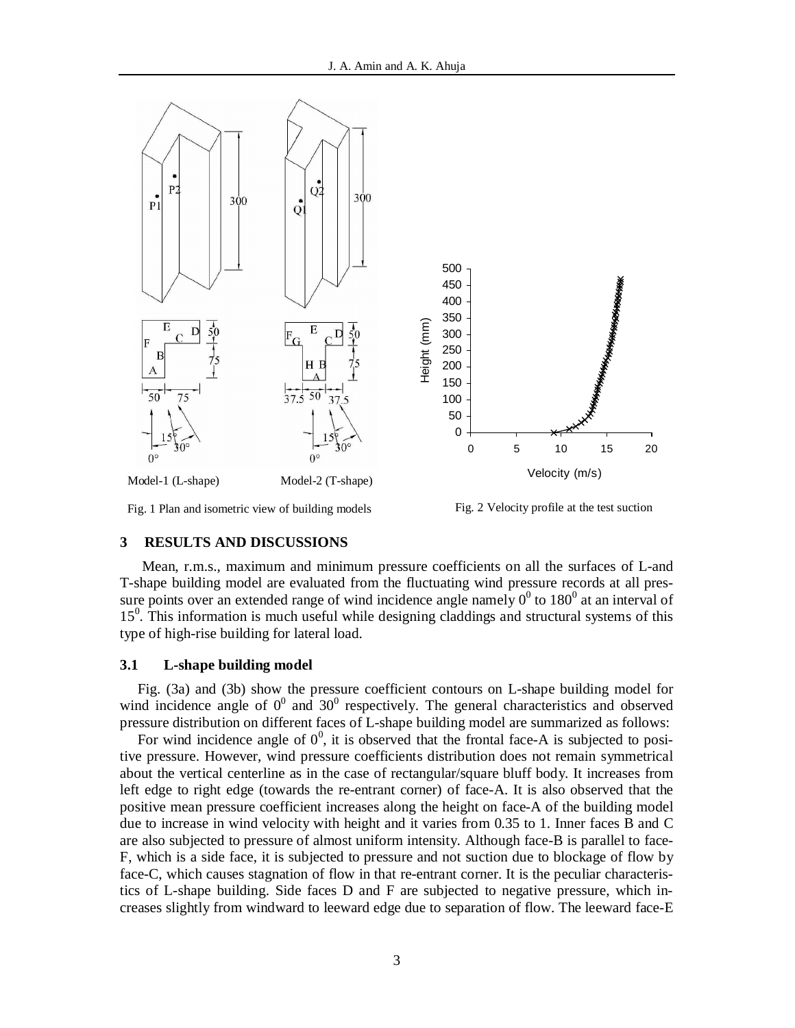Fig. 1 Plan and isometric view of building models

Fig. 2 Velocity profile at the test suction

## 3 RESULTS AND DISCUSSIONS

Mean, r.m.s., maximum and minimum pressure coefficients on all the surfaces of L-and T-shape building model are evaluated from the fluctuating wind pressure records at all pressure points over an extended range of wind incidence angle namely $0^0$ to $180^0$ at an interval of $15^0$. This information is much useful while designing claddings and structural systems of this type of high-rise building for lateral load.

### 3.1 L-shape building model

Fig. (3a) and (3b) show the pressure coefficient contours on L-shape building model for wind incidence angle of $0^0$ and $30^0$ respectively. The general characteristics and observed pressure distribution on different faces of L-shape building model are summarized as follows:

For wind incidence angle of $0^0$, it is observed that the frontal face-A is subjected to positive pressure. However, wind pressure coefficients distribution does not remain symmetrical about the vertical centerline as in the case of rectangular/square bluff body. It increases from left edge to right edge (towards the re-entrant corner) of face-A. It is also observed that the positive mean pressure coefficient increases along the height on face-A of the building model due to increase in wind velocity with height and it varies from 0.35 to 1. Inner faces B and C are also subjected to pressure of almost uniform intensity. Although face-B is parallel to face-F, which is a side face, it is subjected to pressure and not suction due to blockage of flow by face-C, which causes stagnation of flow in that re-entrant corner. It is the peculiar characteristics of L-shape building. Side faces D and F are subjected to negative pressure, which increases slightly from windward to leeward edge due to separation of flow. The leeward face-E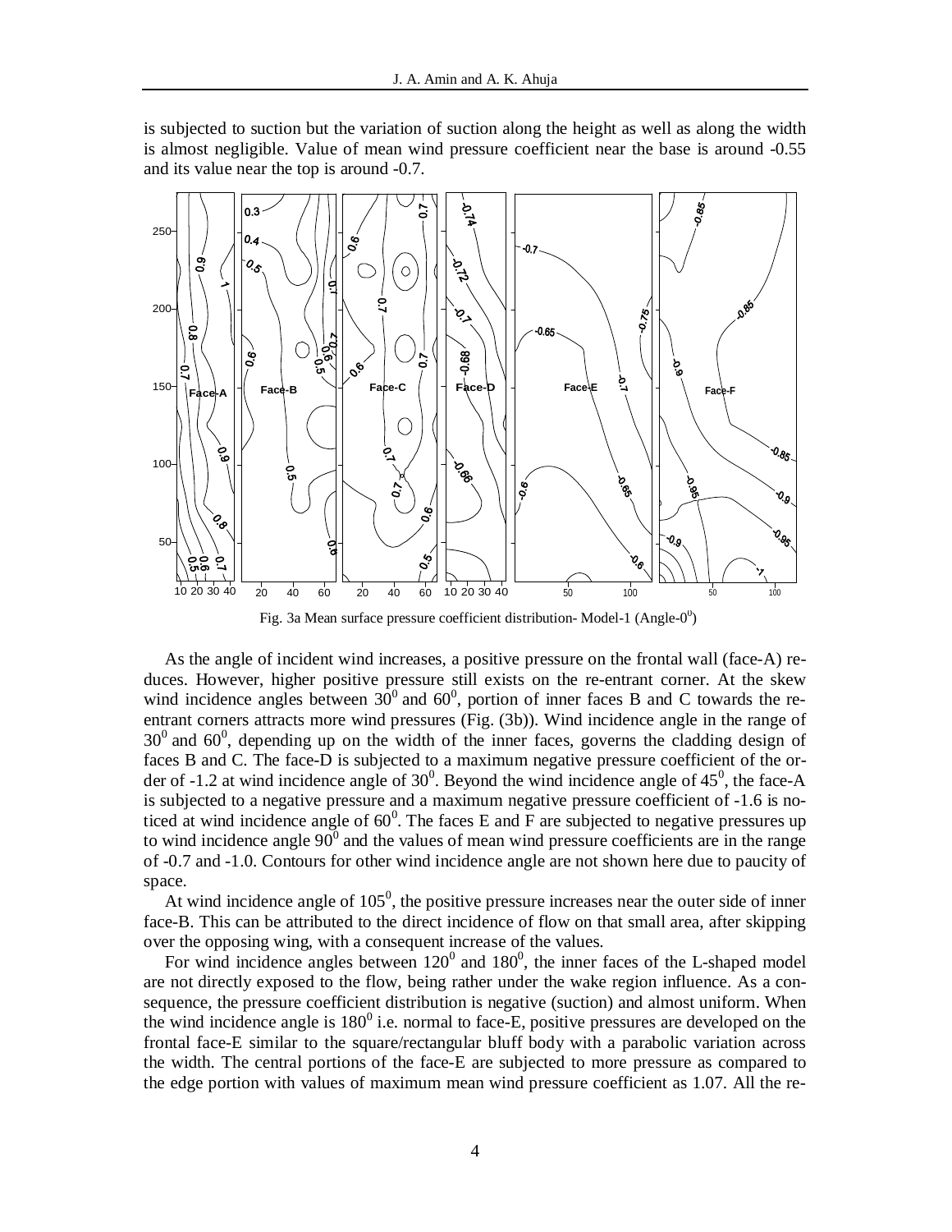is subjected to suction but the variation of suction along the height as well as along the width is almost negligible. Value of mean wind pressure coefficient near the base is around -0.55 and its value near the top is around -0.7.

Fig. 3a Mean surface pressure coefficient distribution- Model-1 (Angle-$0^0$)

As the angle of incident wind increases, a positive pressure on the frontal wall (face-A) reduces. However, higher positive pressure still exists on the re-entrant corner. At the skew wind incidence angles between $30^0$ and $60^0$, portion of inner faces B and C towards the re-entrant corners attracts more wind pressures (Fig. (3b)). Wind incidence angle in the range of $30^0$ and $60^0$, depending up on the width of the inner faces, governs the cladding design of faces B and C. The face-D is subjected to a maximum negative pressure coefficient of the order of -1.2 at wind incidence angle of $30^0$. Beyond the wind incidence angle of $45^0$, the face-A is subjected to a negative pressure and a maximum negative pressure coefficient of -1.6 is noticed at wind incidence angle of $60^0$. The faces E and F are subjected to negative pressures up to wind incidence angle $90^0$ and the values of mean wind pressure coefficients are in the range of -0.7 and -1.0. Contours for other wind incidence angle are not shown here due to paucity of space.

At wind incidence angle of $105^0$, the positive pressure increases near the outer side of inner face-B. This can be attributed to the direct incidence of flow on that small area, after skipping over the opposing wing, with a consequent increase of the values.

For wind incidence angles between $120^0$ and $180^0$, the inner faces of the L-shaped model are not directly exposed to the flow, being rather under the wake region influence. As a consequence, the pressure coefficient distribution is negative (suction) and almost uniform. When the wind incidence angle is $180^0$ i.e. normal to face-E, positive pressures are developed on the frontal face-E similar to the square/rectangular bluff body with a parabolic variation across the width. The central portions of the face-E are subjected to more pressure as compared to the edge portion with values of maximum mean wind pressure coefficient as 1.07. All the re-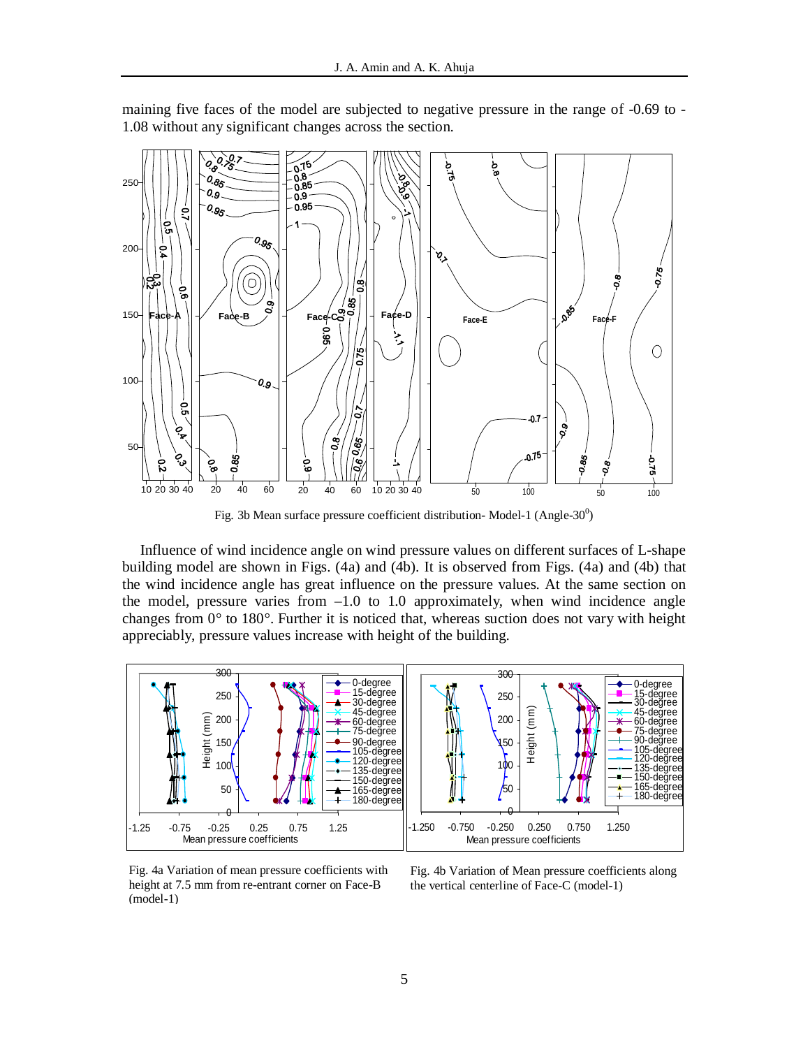maining five faces of the model are subjected to negative pressure in the range of -0.69 to -1.08 without any significant changes across the section.

Fig. 3b Mean surface pressure coefficient distribution- Model-1 (Angle-30$^0$)

Influence of wind incidence angle on wind pressure values on different surfaces of L-shape building model are shown in Figs. (4a) and (4b). It is observed from Figs. (4a) and (4b) that the wind incidence angle has great influence on the pressure values. At the same section on the model, pressure varies from –1.0 to 1.0 approximately, when wind incidence angle changes from 0° to 180°. Further it is noticed that, whereas suction does not vary with height appreciably, pressure values increase with height of the building.

Fig. 4a Variation of mean pressure coefficients with height at 7.5 mm from re-entrant corner on Face-B (model-1)

Fig. 4b Variation of Mean pressure coefficients along the vertical centerline of Face-C (model-1)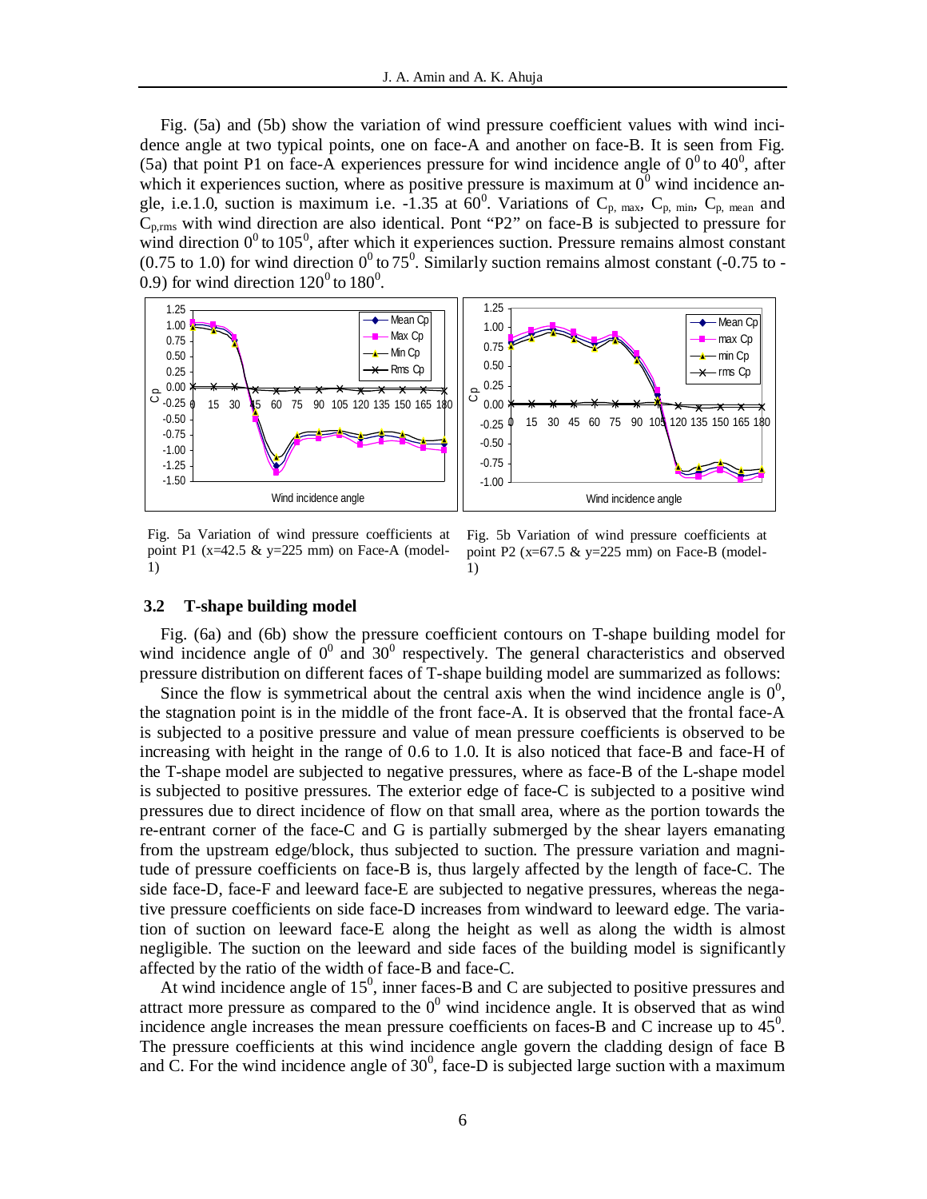Fig. (5a) and (5b) show the variation of wind pressure coefficient values with wind incidence angle at two typical points, one on face-A and another on face-B. It is seen from Fig. (5a) that point P1 on face-A experiences pressure for wind incidence angle of $0^0$ to $40^0$, after which it experiences suction, where as positive pressure is maximum at $0^0$ wind incidence angle, i.e.1.0, suction is maximum i.e. -1.35 at $60^0$. Variations of $C_{p,\,max}$, $C_{p,\,min}$, $C_{p,\,mean}$ and $C_{p,rms}$ with wind direction are also identical. Pont "P2" on face-B is subjected to pressure for wind direction $0^0$ to $105^0$, after which it experiences suction. Pressure remains almost constant (0.75 to 1.0) for wind direction $0^0$ to $75^0$. Similarly suction remains almost constant (-0.75 to -0.9) for wind direction $120^0$ to $180^0$.

Fig. 5a Variation of wind pressure coefficients at point P1 (x=42.5 & y=225 mm) on Face-A (model-1)

Fig. 5b Variation of wind pressure coefficients at point P2 (x=67.5 & y=225 mm) on Face-B (model-1)

### 3.2 T-shape building model

Fig. (6a) and (6b) show the pressure coefficient contours on T-shape building model for wind incidence angle of $0^0$ and $30^0$ respectively. The general characteristics and observed pressure distribution on different faces of T-shape building model are summarized as follows:

Since the flow is symmetrical about the central axis when the wind incidence angle is $0^0$, the stagnation point is in the middle of the front face-A. It is observed that the frontal face-A is subjected to a positive pressure and value of mean pressure coefficients is observed to be increasing with height in the range of 0.6 to 1.0. It is also noticed that face-B and face-H of the T-shape model are subjected to negative pressures, where as face-B of the L-shape model is subjected to positive pressures. The exterior edge of face-C is subjected to a positive wind pressures due to direct incidence of flow on that small area, where as the portion towards the re-entrant corner of the face-C and G is partially submerged by the shear layers emanating from the upstream edge/block, thus subjected to suction. The pressure variation and magnitude of pressure coefficients on face-B is, thus largely affected by the length of face-C. The side face-D, face-F and leeward face-E are subjected to negative pressures, whereas the negative pressure coefficients on side face-D increases from windward to leeward edge. The variation of suction on leeward face-E along the height as well as along the width is almost negligible. The suction on the leeward and side faces of the building model is significantly affected by the ratio of the width of face-B and face-C.

At wind incidence angle of $15^0$, inner faces-B and C are subjected to positive pressures and attract more pressure as compared to the $0^0$ wind incidence angle. It is observed that as wind incidence angle increases the mean pressure coefficients on faces-B and C increase up to $45^0$. The pressure coefficients at this wind incidence angle govern the cladding design of face B and C. For the wind incidence angle of $30^0$, face-D is subjected large suction with a maximum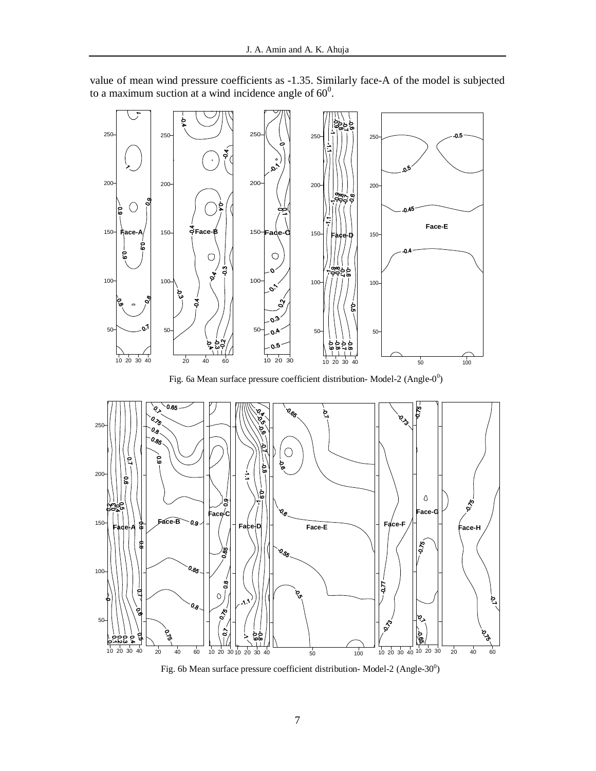value of mean wind pressure coefficients as -1.35. Similarly face-A of the model is subjected to a maximum suction at a wind incidence angle of $60^0$.

Fig. 6a Mean surface pressure coefficient distribution- Model-2 (Angle-$0^0$)

Fig. 6b Mean surface pressure coefficient distribution- Model-2 (Angle-$30^0$)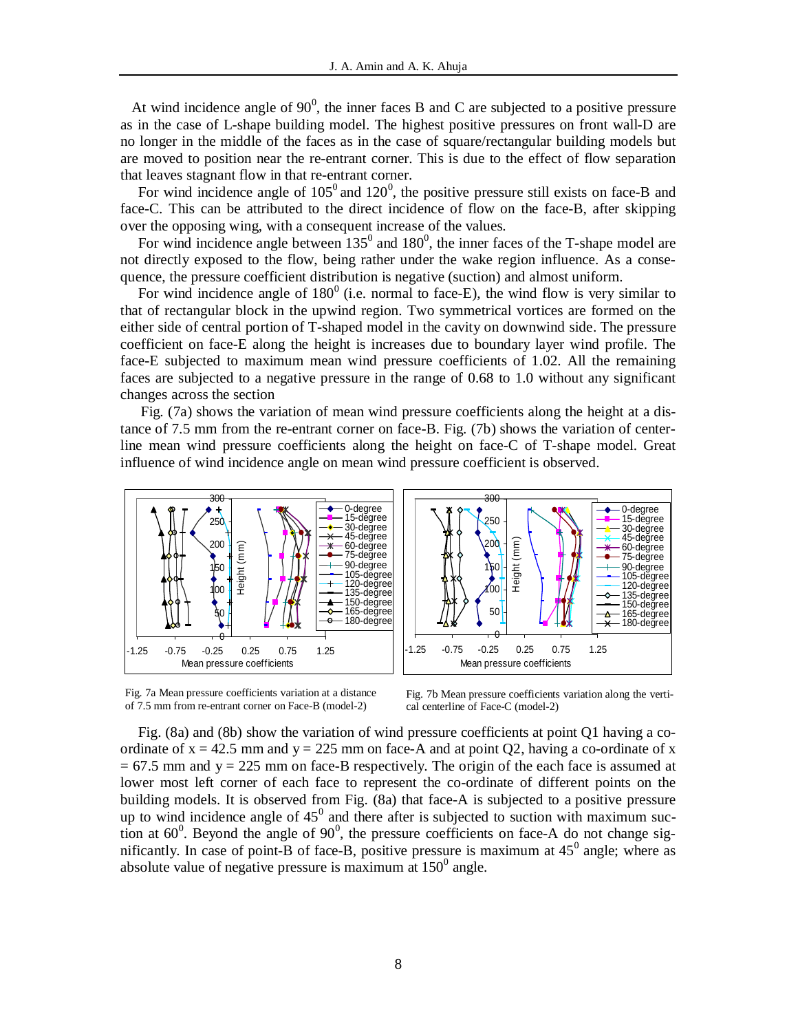At wind incidence angle of $90^0$, the inner faces B and C are subjected to a positive pressure as in the case of L-shape building model. The highest positive pressures on front wall-D are no longer in the middle of the faces as in the case of square/rectangular building models but are moved to position near the re-entrant corner. This is due to the effect of flow separation that leaves stagnant flow in that re-entrant corner.

For wind incidence angle of $105^0$ and $120^0$, the positive pressure still exists on face-B and face-C. This can be attributed to the direct incidence of flow on the face-B, after skipping over the opposing wing, with a consequent increase of the values.

For wind incidence angle between $135^0$ and $180^0$, the inner faces of the T-shape model are not directly exposed to the flow, being rather under the wake region influence. As a consequence, the pressure coefficient distribution is negative (suction) and almost uniform.

For wind incidence angle of $180^0$ (i.e. normal to face-E), the wind flow is very similar to that of rectangular block in the upwind region. Two symmetrical vortices are formed on the either side of central portion of T-shaped model in the cavity on downwind side. The pressure coefficient on face-E along the height is increases due to boundary layer wind profile. The face-E subjected to maximum mean wind pressure coefficients of 1.02. All the remaining faces are subjected to a negative pressure in the range of 0.68 to 1.0 without any significant changes across the section

Fig. (7a) shows the variation of mean wind pressure coefficients along the height at a distance of 7.5 mm from the re-entrant corner on face-B. Fig. (7b) shows the variation of centerline mean wind pressure coefficients along the height on face-C of T-shape model. Great influence of wind incidence angle on mean wind pressure coefficient is observed.

Fig. 7a Mean pressure coefficients variation at a distance of 7.5 mm from re-entrant corner on Face-B (model-2)

Fig. 7b Mean pressure coefficients variation along the vertical centerline of Face-C (model-2)

Fig. (8a) and (8b) show the variation of wind pressure coefficients at point Q1 having a co-ordinate of x = 42.5 mm and y = 225 mm on face-A and at point Q2, having a co-ordinate of x = 67.5 mm and y = 225 mm on face-B respectively. The origin of the each face is assumed at lower most left corner of each face to represent the co-ordinate of different points on the building models. It is observed from Fig. (8a) that face-A is subjected to a positive pressure up to wind incidence angle of $45^0$ and there after is subjected to suction with maximum suction at $60^0$. Beyond the angle of $90^0$, the pressure coefficients on face-A do not change significantly. In case of point-B of face-B, positive pressure is maximum at $45^0$ angle; where as absolute value of negative pressure is maximum at $150^0$ angle.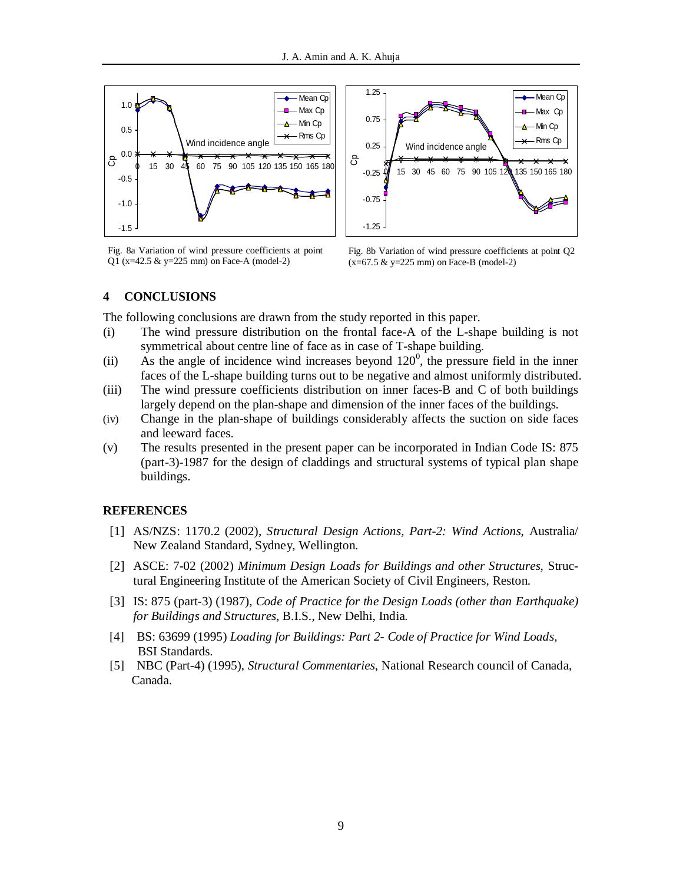Mean Cp
Max Cp
Min Cp
Rms Cp
Wind incidence angle
Cp
1.0
0.5
0.0
-0.5
-1.0
-1.5
0 15 30 45 60 75 90 105 120 135 150 165 180

Fig. 8a Variation of wind pressure coefficients at point Q1 (x=42.5 & y=225 mm) on Face-A (model-2)

Mean Cp
Max Cp
Min Cp
Rms Cp
Wind incidence angle
Cp
1.25
0.75
0.25
-0.25
-0.75
-1.25
0 15 30 45 60 75 90 105 120 135 150 165 180

Fig. 8b Variation of wind pressure coefficients at point Q2 (x=67.5 & y=225 mm) on Face-B (model-2)

## 4 CONCLUSIONS

The following conclusions are drawn from the study reported in this paper.

(i) The wind pressure distribution on the frontal face-A of the L-shape building is not symmetrical about centre line of face as in case of T-shape building.

(ii) As the angle of incidence wind increases beyond $120^0$, the pressure field in the inner faces of the L-shape building turns out to be negative and almost uniformly distributed.

(iii) The wind pressure coefficients distribution on inner faces-B and C of both buildings largely depend on the plan-shape and dimension of the inner faces of the buildings.

(iv) Change in the plan-shape of buildings considerably affects the suction on side faces and leeward faces.

(v) The results presented in the present paper can be incorporated in Indian Code IS: 875 (part-3)-1987 for the design of claddings and structural systems of typical plan shape buildings.

## REFERENCES

[1] AS/NZS: 1170.2 (2002), *Structural Design Actions, Part-2: Wind Actions*, Australia/ New Zealand Standard, Sydney, Wellington.

[2] ASCE: 7-02 (2002) *Minimum Design Loads for Buildings and other Structures*, Structural Engineering Institute of the American Society of Civil Engineers, Reston.

[3] IS: 875 (part-3) (1987), *Code of Practice for the Design Loads (other than Earthquake) for Buildings and Structures*, B.I.S., New Delhi, India.

[4] BS: 63699 (1995) *Loading for Buildings: Part 2- Code of Practice for Wind Loads*, BSI Standards.

[5] NBC (Part-4) (1995), *Structural Commentaries*, National Research council of Canada, Canada.